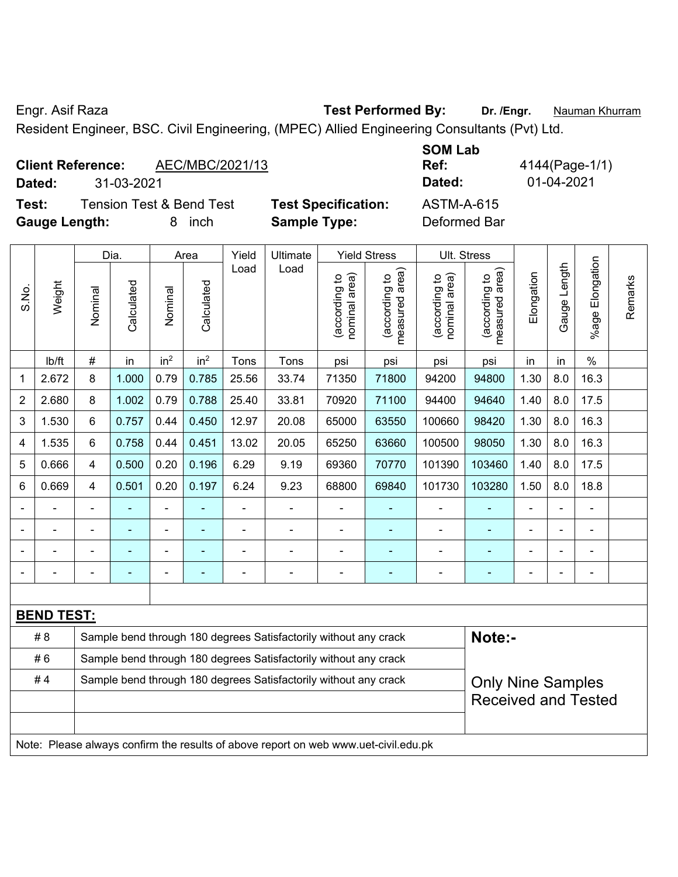Engr. Asif Raza **Test Performed By:** **Dr. /Engr.** Nauman Khurram

Resident Engineer, BSC. Civil Engineering, (MPEC) Allied Engineering Consultants (Pvt) Ltd.

**Client Reference:** AEC/MBC/2021/13
**Dated:** 31-03-2021

**SOM Lab Ref:** 4144(Page-1/1)
**Dated:** 01-04-2021

**Test:** Tension Test & Bend Test
**Test Specification:** ASTM-A-615
**Gauge Length:** 8 inch
**Sample Type:** Deformed Bar

| S.No. | Weight | Dia. | | Area | | Yield Load | Ultimate Load | Yield Stress | | Ult. Stress | | Elongation | Gauge Length | %age Elongation | Remarks |
|---|---|---|---|---|---|---|---|---|---|---|---|---|---|---|---|
| | | Nominal | Calculated | Nominal | Calculated | | | (according to nominal area) | (according to measured area) | (according to nominal area) | (according to measured area) | | | | |
| | lb/ft | # | in | in$^2$ | in$^2$ | Tons | Tons | psi | psi | psi | psi | in | in | % | |
| 1 | 2.672 | 8 | 1.000 | 0.79 | 0.785 | 25.56 | 33.74 | 71350 | 71800 | 94200 | 94800 | 1.30 | 8.0 | 16.3 | |
| 2 | 2.680 | 8 | 1.002 | 0.79 | 0.788 | 25.40 | 33.81 | 70920 | 71100 | 94400 | 94640 | 1.40 | 8.0 | 17.5 | |
| 3 | 1.530 | 6 | 0.757 | 0.44 | 0.450 | 12.97 | 20.08 | 65000 | 63550 | 100660 | 98420 | 1.30 | 8.0 | 16.3 | |
| 4 | 1.535 | 6 | 0.758 | 0.44 | 0.451 | 13.02 | 20.05 | 65250 | 63660 | 100500 | 98050 | 1.30 | 8.0 | 16.3 | |
| 5 | 0.666 | 4 | 0.500 | 0.20 | 0.196 | 6.29 | 9.19 | 69360 | 70770 | 101390 | 103460 | 1.40 | 8.0 | 17.5 | |
| 6 | 0.669 | 4 | 0.501 | 0.20 | 0.197 | 6.24 | 9.23 | 68800 | 69840 | 101730 | 103280 | 1.50 | 8.0 | 18.8 | |
| - | - | - | - | - | - | - | - | - | - | - | - | - | - | - | |
| - | - | - | - | - | - | - | - | - | - | - | - | - | - | - | |
| - | - | - | - | - | - | - | - | - | - | - | - | - | - | - | |
| - | - | - | - | - | - | - | - | - | - | - | - | - | - | - | |

**BEND TEST:**

| | | |
|---|---|---|
| # 8 | Sample bend through 180 degrees Satisfactorily without any crack | **Note:-** |
| # 6 | Sample bend through 180 degrees Satisfactorily without any crack | |
| # 4 | Sample bend through 180 degrees Satisfactorily without any crack | Only Nine Samples Received and Tested |
| | | |
| | | |

Note: Please always confirm the results of above report on web www.uet-civil.edu.pk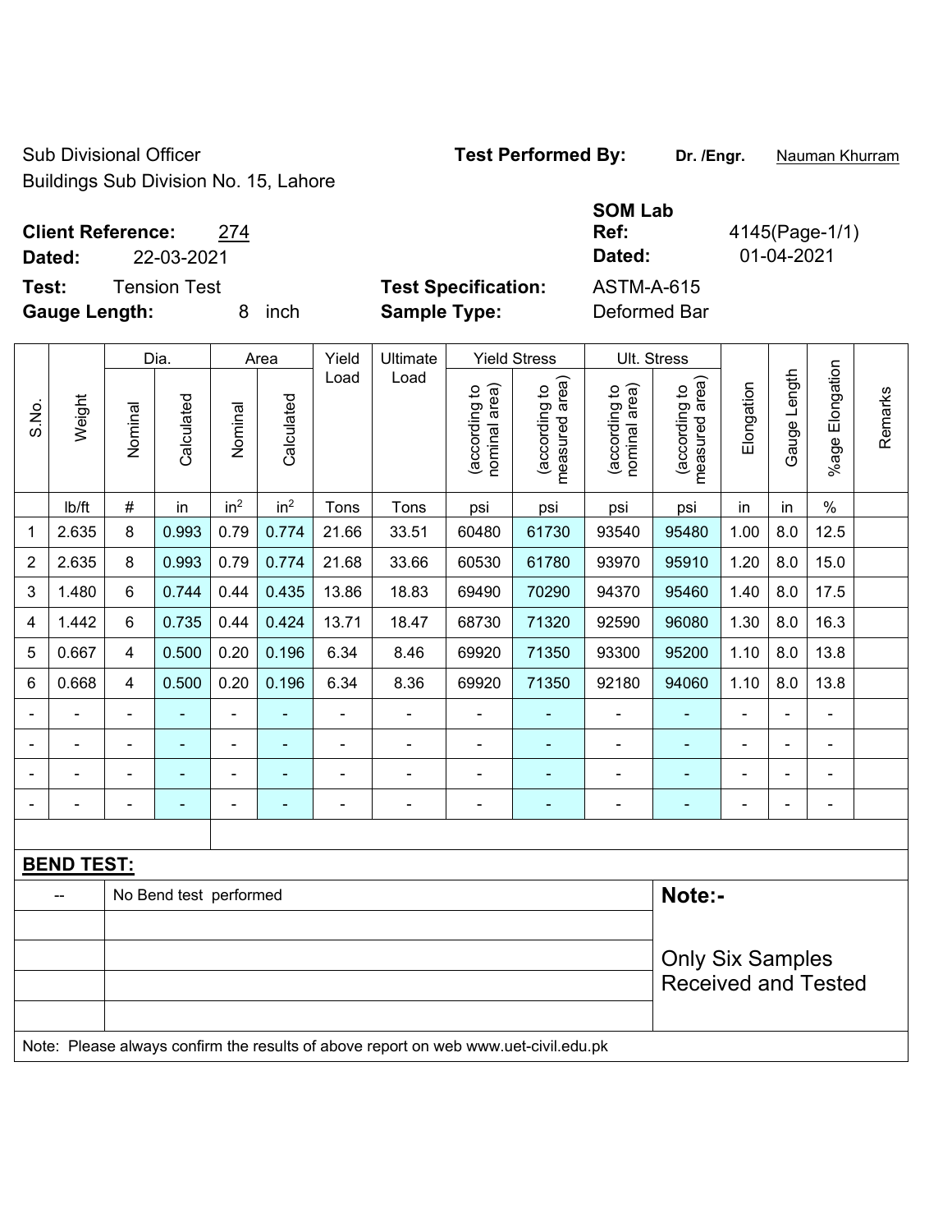Sub Divisional Officer
Buildings Sub Division No. 15, Lahore

**Test Performed By:** **Dr. /Engr.** Nauman Khurram

**Client Reference:** 274
**Dated:** 22-03-2021

**SOM Lab Ref:** 4145(Page-1/1)
**Dated:** 01-04-2021

**Test:** Tension Test
**Gauge Length:** 8 inch

**Test Specification:** ASTM-A-615
**Sample Type:** Deformed Bar

| S.No. | Weight | Dia. | | Area | | Yield Load | Ultimate Load | Yield Stress | | Ult. Stress | | Elongation | Gauge Length | %age Elongation | Remarks |
|---|---|---|---|---|---|---|---|---|---|---|---|---|---|---|---|
| | | Nominal | Calculated | Nominal | Calculated | | | (according to nominal area) | (according to measured area) | (according to nominal area) | (according to measured area) | | | | |
| | lb/ft | # | in | $in^2$ | $in^2$ | Tons | Tons | psi | psi | psi | psi | in | in | % | |
| 1 | 2.635 | 8 | 0.993 | 0.79 | 0.774 | 21.66 | 33.51 | 60480 | 61730 | 93540 | 95480 | 1.00 | 8.0 | 12.5 | |
| 2 | 2.635 | 8 | 0.993 | 0.79 | 0.774 | 21.68 | 33.66 | 60530 | 61780 | 93970 | 95910 | 1.20 | 8.0 | 15.0 | |
| 3 | 1.480 | 6 | 0.744 | 0.44 | 0.435 | 13.86 | 18.83 | 69490 | 70290 | 94370 | 95460 | 1.40 | 8.0 | 17.5 | |
| 4 | 1.442 | 6 | 0.735 | 0.44 | 0.424 | 13.71 | 18.47 | 68730 | 71320 | 92590 | 96080 | 1.30 | 8.0 | 16.3 | |
| 5 | 0.667 | 4 | 0.500 | 0.20 | 0.196 | 6.34 | 8.46 | 69920 | 71350 | 93300 | 95200 | 1.10 | 8.0 | 13.8 | |
| 6 | 0.668 | 4 | 0.500 | 0.20 | 0.196 | 6.34 | 8.36 | 69920 | 71350 | 92180 | 94060 | 1.10 | 8.0 | 13.8 | |
| - | - | - | - | - | - | - | - | - | - | - | - | - | - | - | |
| - | - | - | - | - | - | - | - | - | - | - | - | - | - | - | |
| - | - | - | - | - | - | - | - | - | - | - | - | - | - | - | |
| - | - | - | - | - | - | - | - | - | - | - | - | - | - | - | |

**BEND TEST:**

| | |
|---|---|
| -- | No Bend test performed |

**Note:-**

Only Six Samples Received and Tested

Note: Please always confirm the results of above report on web www.uet-civil.edu.pk